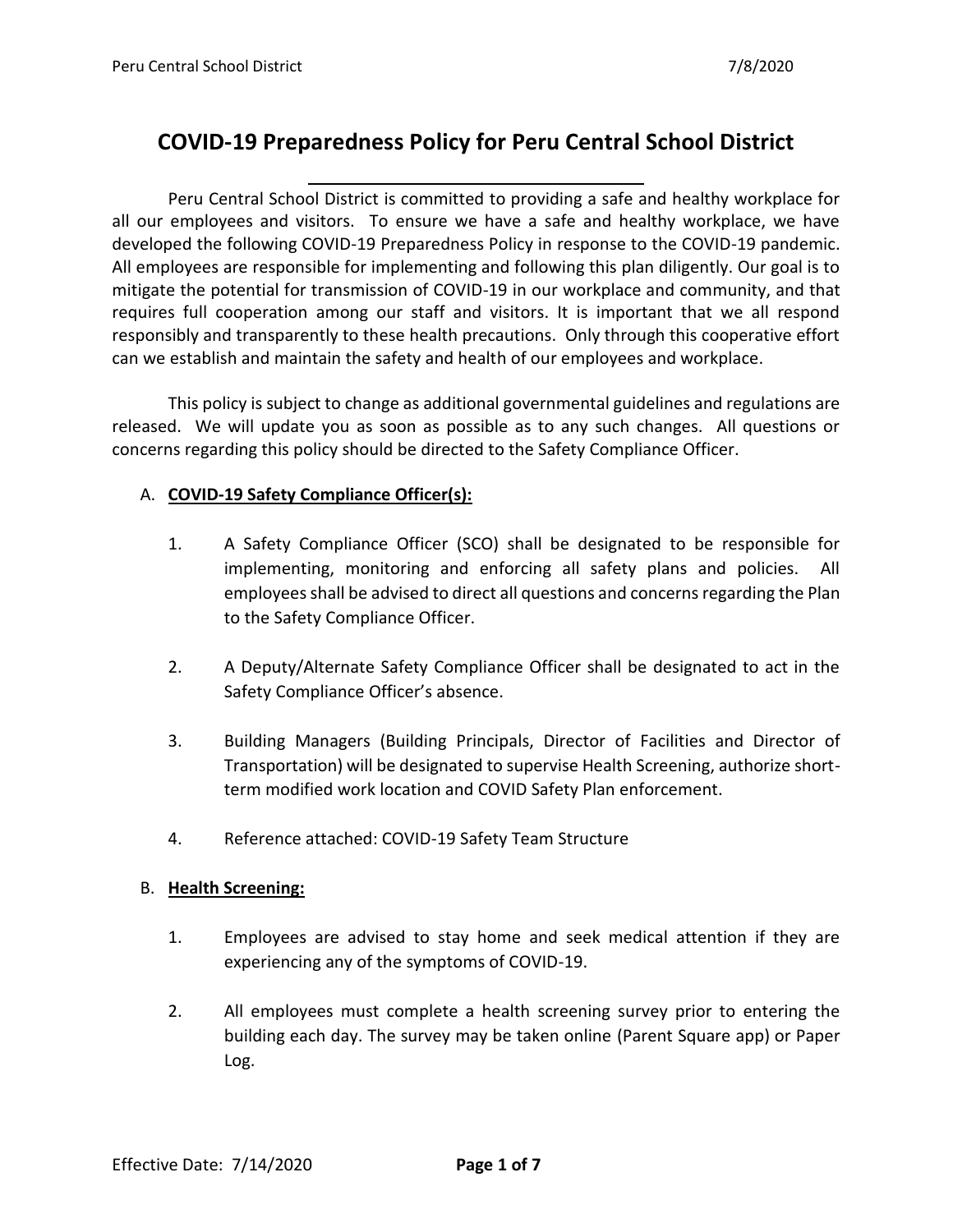# COVID-19 Preparedness Policy for Peru Central School District

Peru Central School District is committed to providing a safe and healthy workplace for all our employees and visitors. To ensure we have a safe and healthy workplace, we have developed the following COVID-19 Preparedness Policy in response to the COVID-19 pandemic. All employees are responsible for implementing and following this plan diligently. Our goal is to mitigate the potential for transmission of COVID-19 in our workplace and community, and that requires full cooperation among our staff and visitors. It is important that we all respond responsibly and transparently to these health precautions. Only through this cooperative effort can we establish and maintain the safety and health of our employees and workplace.

This policy is subject to change as additional governmental guidelines and regulations are released. We will update you as soon as possible as to any such changes. All questions or concerns regarding this policy should be directed to the Safety Compliance Officer.

A. **COVID-19 Safety Compliance Officer(s):**

1. A Safety Compliance Officer (SCO) shall be designated to be responsible for implementing, monitoring and enforcing all safety plans and policies. All employees shall be advised to direct all questions and concerns regarding the Plan to the Safety Compliance Officer.

2. A Deputy/Alternate Safety Compliance Officer shall be designated to act in the Safety Compliance Officer's absence.

3. Building Managers (Building Principals, Director of Facilities and Director of Transportation) will be designated to supervise Health Screening, authorize short-term modified work location and COVID Safety Plan enforcement.

4. Reference attached: COVID-19 Safety Team Structure

B. **Health Screening:**

1. Employees are advised to stay home and seek medical attention if they are experiencing any of the symptoms of COVID-19.

2. All employees must complete a health screening survey prior to entering the building each day. The survey may be taken online (Parent Square app) or Paper Log.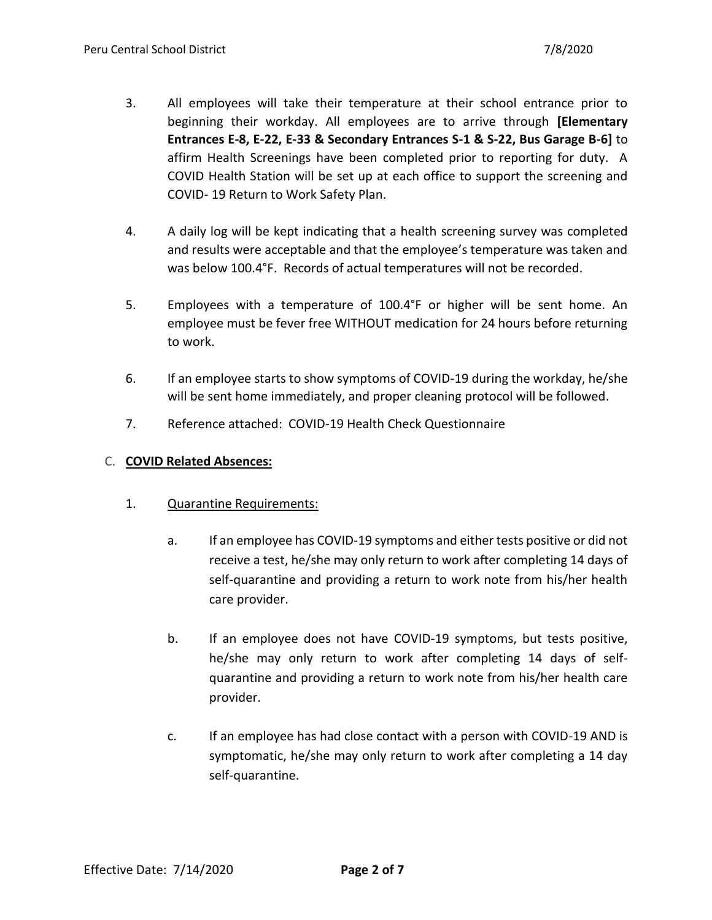3. All employees will take their temperature at their school entrance prior to beginning their workday. All employees are to arrive through **[Elementary Entrances E-8, E-22, E-33 & Secondary Entrances S-1 & S-22, Bus Garage B-6]** to affirm Health Screenings have been completed prior to reporting for duty. A COVID Health Station will be set up at each office to support the screening and COVID- 19 Return to Work Safety Plan.

4. A daily log will be kept indicating that a health screening survey was completed and results were acceptable and that the employee's temperature was taken and was below 100.4°F. Records of actual temperatures will not be recorded.

5. Employees with a temperature of 100.4°F or higher will be sent home. An employee must be fever free WITHOUT medication for 24 hours before returning to work.

6. If an employee starts to show symptoms of COVID-19 during the workday, he/she will be sent home immediately, and proper cleaning protocol will be followed.

7. Reference attached: COVID-19 Health Check Questionnaire

C. **COVID Related Absences:**

1. Quarantine Requirements:

   a. If an employee has COVID-19 symptoms and either tests positive or did not receive a test, he/she may only return to work after completing 14 days of self-quarantine and providing a return to work note from his/her health care provider.

   b. If an employee does not have COVID-19 symptoms, but tests positive, he/she may only return to work after completing 14 days of self-quarantine and providing a return to work note from his/her health care provider.

   c. If an employee has had close contact with a person with COVID-19 AND is symptomatic, he/she may only return to work after completing a 14 day self-quarantine.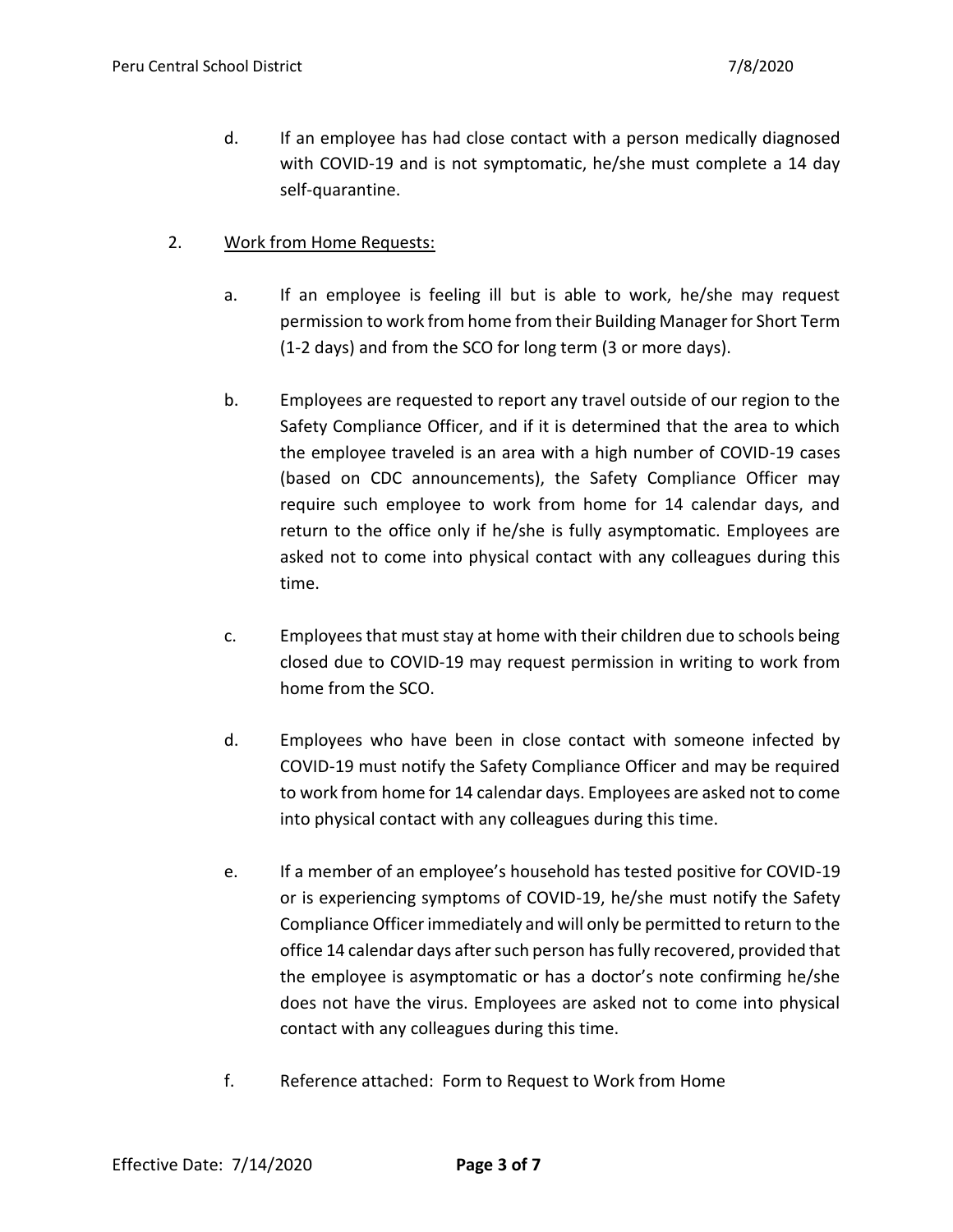d. If an employee has had close contact with a person medically diagnosed with COVID-19 and is not symptomatic, he/she must complete a 14 day self-quarantine.

2. <u>Work from Home Requests:</u>

   a. If an employee is feeling ill but is able to work, he/she may request permission to work from home from their Building Manager for Short Term (1-2 days) and from the SCO for long term (3 or more days).

   b. Employees are requested to report any travel outside of our region to the Safety Compliance Officer, and if it is determined that the area to which the employee traveled is an area with a high number of COVID-19 cases (based on CDC announcements), the Safety Compliance Officer may require such employee to work from home for 14 calendar days, and return to the office only if he/she is fully asymptomatic. Employees are asked not to come into physical contact with any colleagues during this time.

   c. Employees that must stay at home with their children due to schools being closed due to COVID-19 may request permission in writing to work from home from the SCO.

   d. Employees who have been in close contact with someone infected by COVID-19 must notify the Safety Compliance Officer and may be required to work from home for 14 calendar days. Employees are asked not to come into physical contact with any colleagues during this time.

   e. If a member of an employee's household has tested positive for COVID-19 or is experiencing symptoms of COVID-19, he/she must notify the Safety Compliance Officer immediately and will only be permitted to return to the office 14 calendar days after such person has fully recovered, provided that the employee is asymptomatic or has a doctor's note confirming he/she does not have the virus. Employees are asked not to come into physical contact with any colleagues during this time.

   f. Reference attached: Form to Request to Work from Home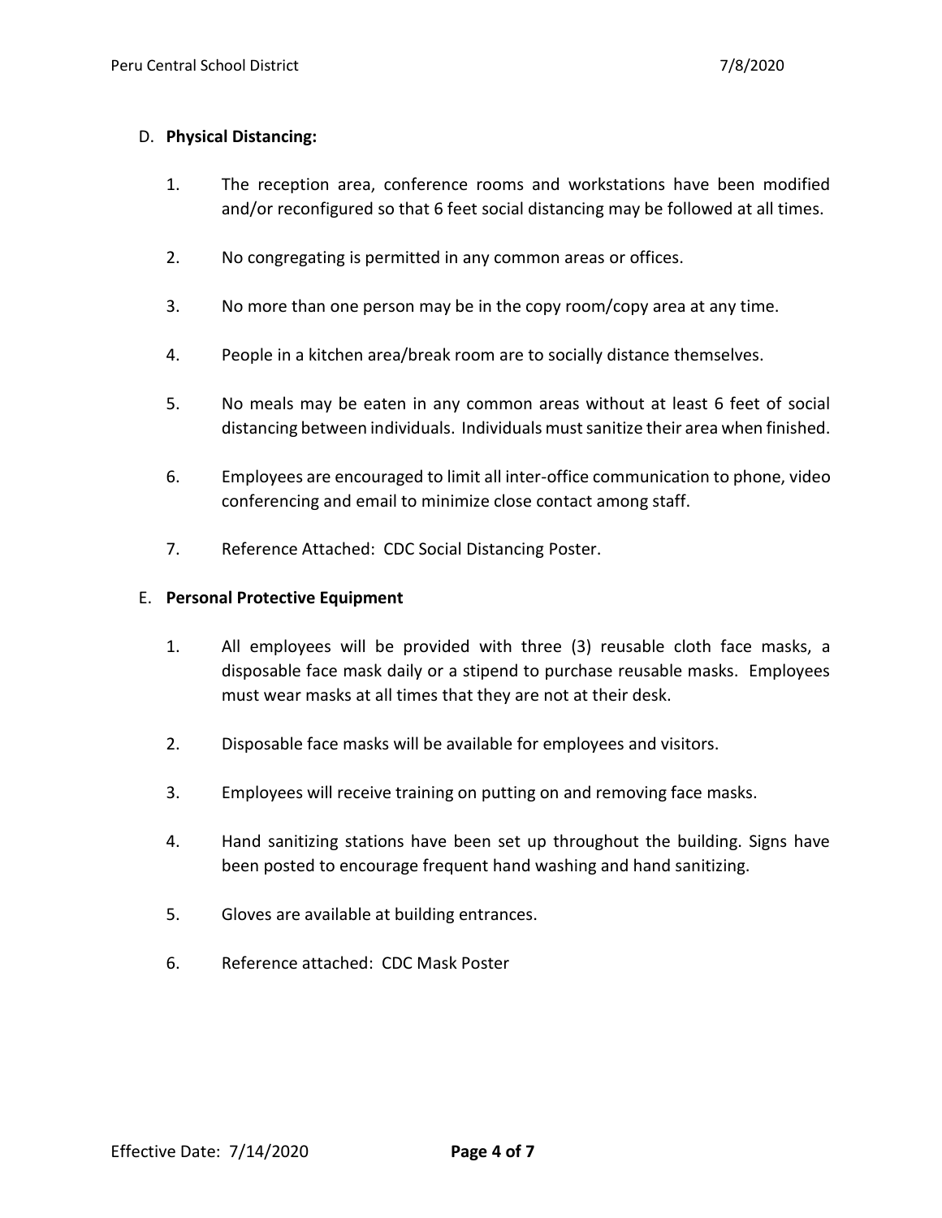D. **Physical Distancing:**

1. The reception area, conference rooms and workstations have been modified and/or reconfigured so that 6 feet social distancing may be followed at all times.

2. No congregating is permitted in any common areas or offices.

3. No more than one person may be in the copy room/copy area at any time.

4. People in a kitchen area/break room are to socially distance themselves.

5. No meals may be eaten in any common areas without at least 6 feet of social distancing between individuals. Individuals must sanitize their area when finished.

6. Employees are encouraged to limit all inter-office communication to phone, video conferencing and email to minimize close contact among staff.

7. Reference Attached: CDC Social Distancing Poster.

E. **Personal Protective Equipment**

1. All employees will be provided with three (3) reusable cloth face masks, a disposable face mask daily or a stipend to purchase reusable masks. Employees must wear masks at all times that they are not at their desk.

2. Disposable face masks will be available for employees and visitors.

3. Employees will receive training on putting on and removing face masks.

4. Hand sanitizing stations have been set up throughout the building. Signs have been posted to encourage frequent hand washing and hand sanitizing.

5. Gloves are available at building entrances.

6. Reference attached: CDC Mask Poster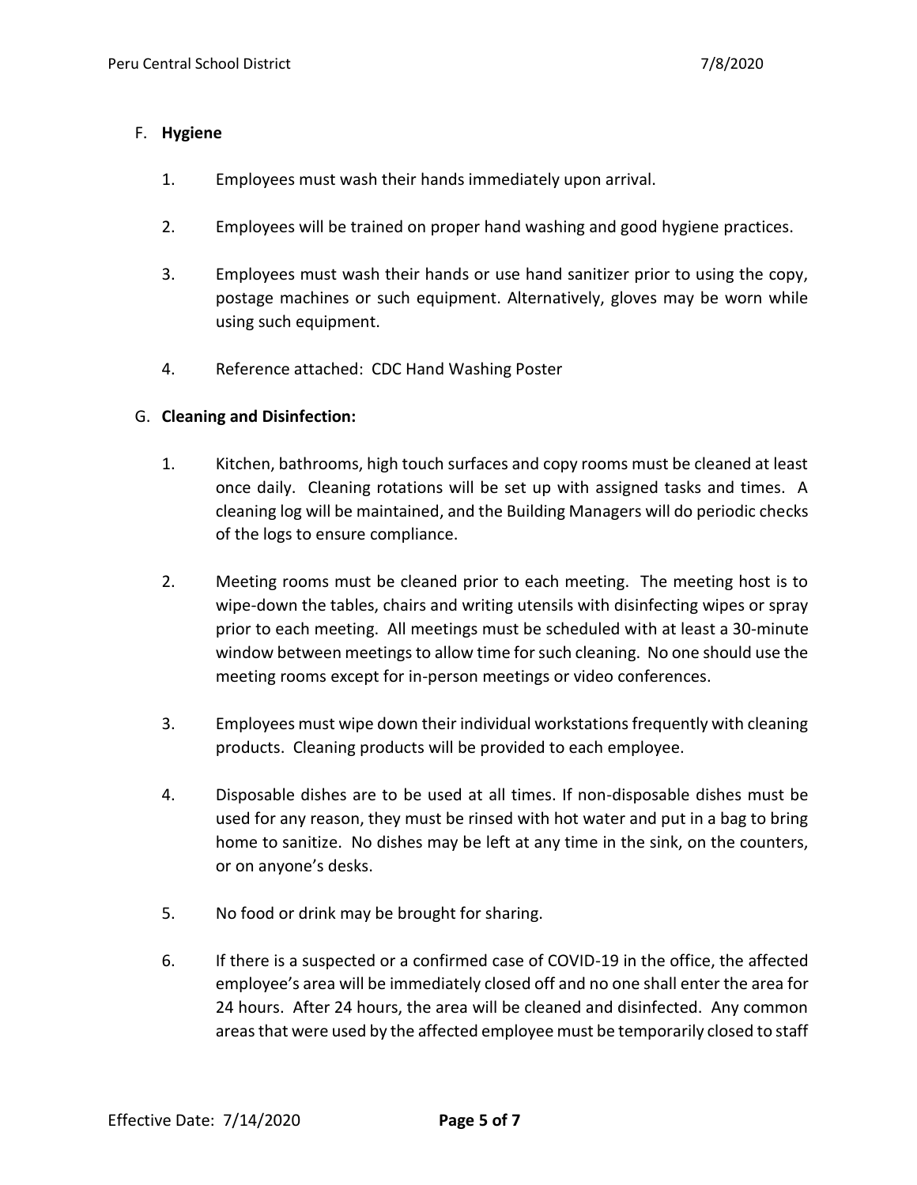F. **Hygiene**

1. Employees must wash their hands immediately upon arrival.

2. Employees will be trained on proper hand washing and good hygiene practices.

3. Employees must wash their hands or use hand sanitizer prior to using the copy, postage machines or such equipment. Alternatively, gloves may be worn while using such equipment.

4. Reference attached: CDC Hand Washing Poster

G. **Cleaning and Disinfection:**

1. Kitchen, bathrooms, high touch surfaces and copy rooms must be cleaned at least once daily. Cleaning rotations will be set up with assigned tasks and times. A cleaning log will be maintained, and the Building Managers will do periodic checks of the logs to ensure compliance.

2. Meeting rooms must be cleaned prior to each meeting. The meeting host is to wipe-down the tables, chairs and writing utensils with disinfecting wipes or spray prior to each meeting. All meetings must be scheduled with at least a 30-minute window between meetings to allow time for such cleaning. No one should use the meeting rooms except for in-person meetings or video conferences.

3. Employees must wipe down their individual workstations frequently with cleaning products. Cleaning products will be provided to each employee.

4. Disposable dishes are to be used at all times. If non-disposable dishes must be used for any reason, they must be rinsed with hot water and put in a bag to bring home to sanitize. No dishes may be left at any time in the sink, on the counters, or on anyone's desks.

5. No food or drink may be brought for sharing.

6. If there is a suspected or a confirmed case of COVID-19 in the office, the affected employee's area will be immediately closed off and no one shall enter the area for 24 hours. After 24 hours, the area will be cleaned and disinfected. Any common areas that were used by the affected employee must be temporarily closed to staff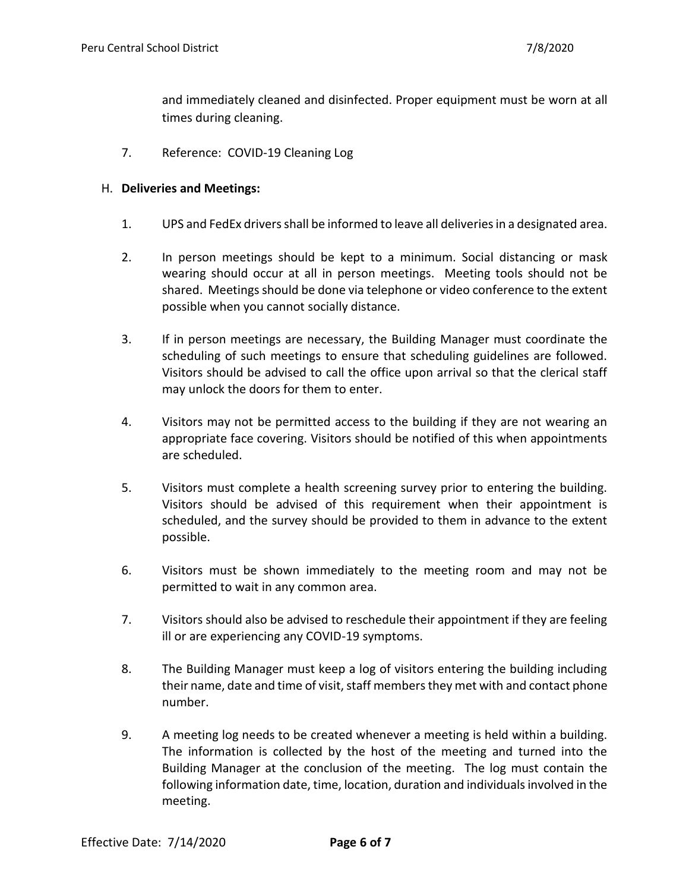and immediately cleaned and disinfected. Proper equipment must be worn at all times during cleaning.

7. Reference: COVID-19 Cleaning Log

H. **Deliveries and Meetings:**

1. UPS and FedEx drivers shall be informed to leave all deliveries in a designated area.

2. In person meetings should be kept to a minimum. Social distancing or mask wearing should occur at all in person meetings. Meeting tools should not be shared. Meetings should be done via telephone or video conference to the extent possible when you cannot socially distance.

3. If in person meetings are necessary, the Building Manager must coordinate the scheduling of such meetings to ensure that scheduling guidelines are followed. Visitors should be advised to call the office upon arrival so that the clerical staff may unlock the doors for them to enter.

4. Visitors may not be permitted access to the building if they are not wearing an appropriate face covering. Visitors should be notified of this when appointments are scheduled.

5. Visitors must complete a health screening survey prior to entering the building. Visitors should be advised of this requirement when their appointment is scheduled, and the survey should be provided to them in advance to the extent possible.

6. Visitors must be shown immediately to the meeting room and may not be permitted to wait in any common area.

7. Visitors should also be advised to reschedule their appointment if they are feeling ill or are experiencing any COVID-19 symptoms.

8. The Building Manager must keep a log of visitors entering the building including their name, date and time of visit, staff members they met with and contact phone number.

9. A meeting log needs to be created whenever a meeting is held within a building. The information is collected by the host of the meeting and turned into the Building Manager at the conclusion of the meeting. The log must contain the following information date, time, location, duration and individuals involved in the meeting.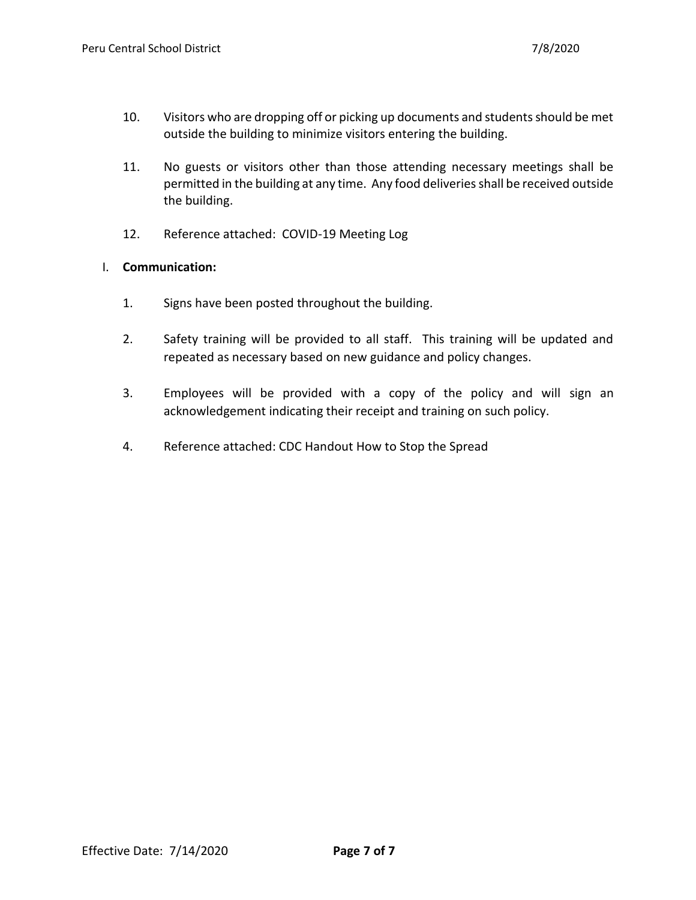10. Visitors who are dropping off or picking up documents and students should be met outside the building to minimize visitors entering the building.

11. No guests or visitors other than those attending necessary meetings shall be permitted in the building at any time. Any food deliveries shall be received outside the building.

12. Reference attached: COVID-19 Meeting Log

I. **Communication:**

1. Signs have been posted throughout the building.

2. Safety training will be provided to all staff. This training will be updated and repeated as necessary based on new guidance and policy changes.

3. Employees will be provided with a copy of the policy and will sign an acknowledgement indicating their receipt and training on such policy.

4. Reference attached: CDC Handout How to Stop the Spread